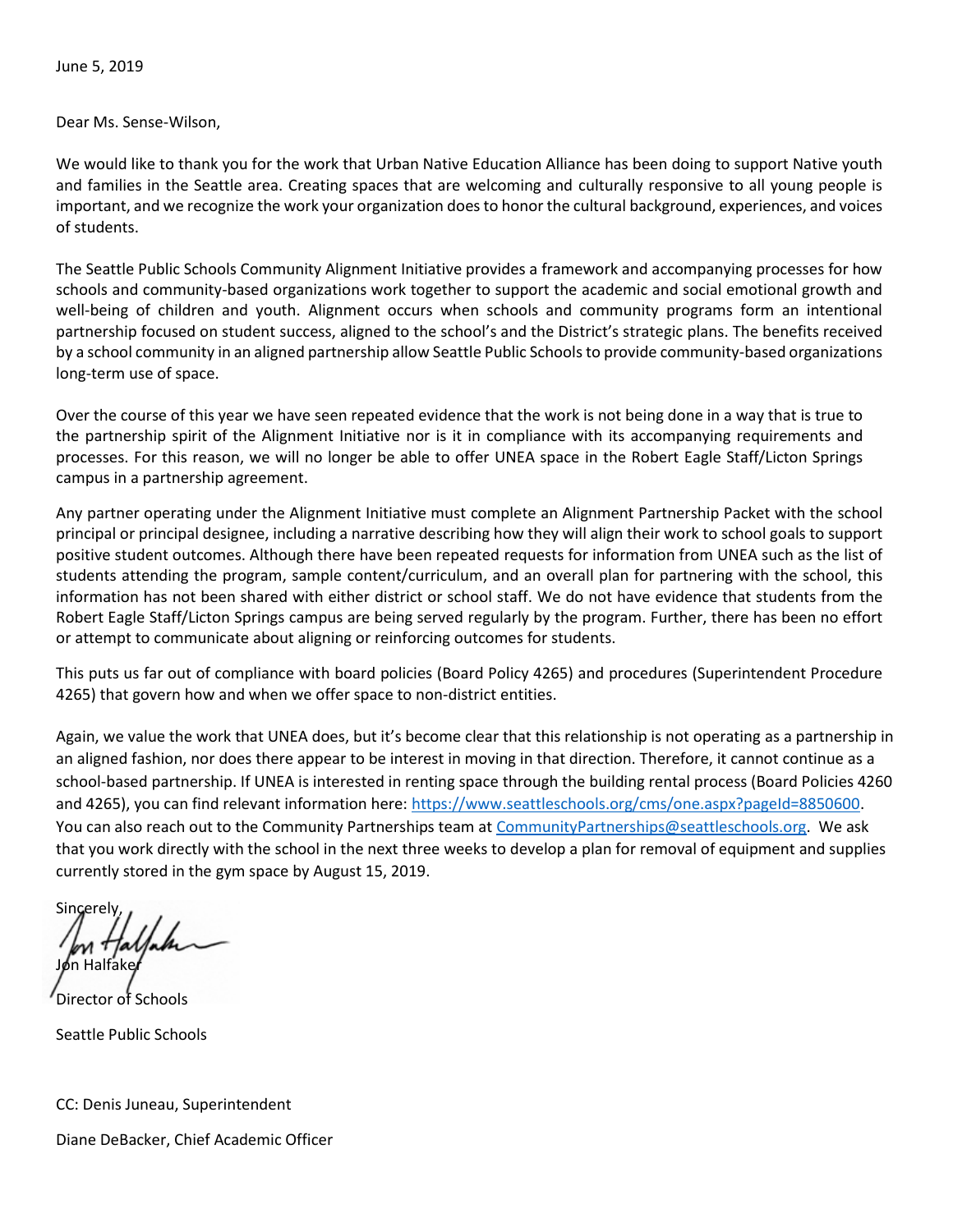June 5, 2019

Dear Ms. Sense-Wilson,

We would like to thank you for the work that Urban Native Education Alliance has been doing to support Native youth and families in the Seattle area. Creating spaces that are welcoming and culturally responsive to all young people is important, and we recognize the work your organization does to honor the cultural background, experiences, and voices of students.

The Seattle Public Schools Community Alignment Initiative provides a framework and accompanying processes for how schools and community-based organizations work together to support the academic and social emotional growth and well-being of children and youth. Alignment occurs when schools and community programs form an intentional partnership focused on student success, aligned to the school's and the District's strategic plans. The benefits received by a school community in an aligned partnership allow Seattle Public Schools to provide community-based organizations long-term use of space.

Over the course of this year we have seen repeated evidence that the work is not being done in a way that is true to the partnership spirit of the Alignment Initiative nor is it in compliance with its accompanying requirements and processes. For this reason, we will no longer be able to offer UNEA space in the Robert Eagle Staff/Licton Springs campus in a partnership agreement.

Any partner operating under the Alignment Initiative must complete an Alignment Partnership Packet with the school principal or principal designee, including a narrative describing how they will align their work to school goals to support positive student outcomes. Although there have been repeated requests for information from UNEA such as the list of students attending the program, sample content/curriculum, and an overall plan for partnering with the school, this information has not been shared with either district or school staff. We do not have evidence that students from the Robert Eagle Staff/Licton Springs campus are being served regularly by the program. Further, there has been no effort or attempt to communicate about aligning or reinforcing outcomes for students.

This puts us far out of compliance with board policies (Board Policy 4265) and procedures (Superintendent Procedure 4265) that govern how and when we offer space to non-district entities.

Again, we value the work that UNEA does, but it's become clear that this relationship is not operating as a partnership in an aligned fashion, nor does there appear to be interest in moving in that direction. Therefore, it cannot continue as a school-based partnership. If UNEA is interested in renting space through the building rental process (Board Policies 4260 and 4265), you can find relevant information here: https://www.seattleschools.org/cms/one.aspx?pageId=8850600. You can also reach out to the Community Partnerships team at CommunityPartnerships@seattleschools.org. We ask that you work directly with the school in the next three weeks to develop a plan for removal of equipment and supplies currently stored in the gym space by August 15, 2019.

Sincerely,

Jon Halfaker

Director of Schools

Seattle Public Schools

CC: Denis Juneau, Superintendent

Diane DeBacker, Chief Academic Officer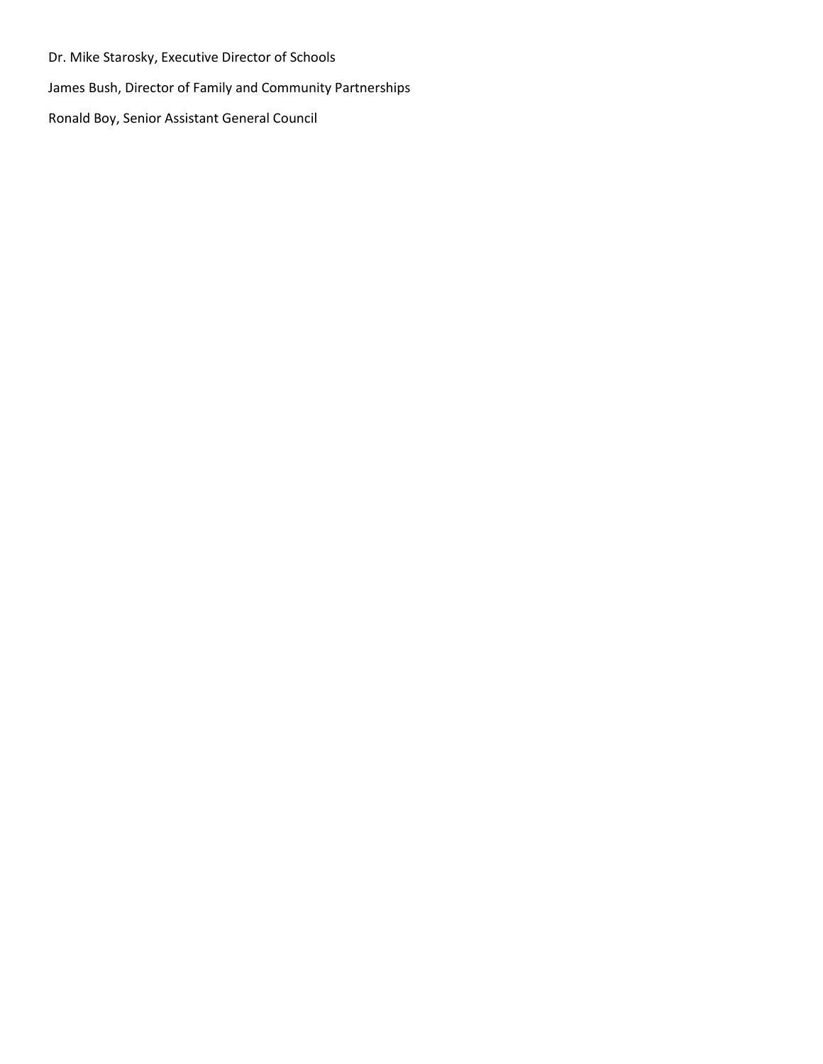Dr. Mike Starosky, Executive Director of Schools

James Bush, Director of Family and Community Partnerships

Ronald Boy, Senior Assistant General Council